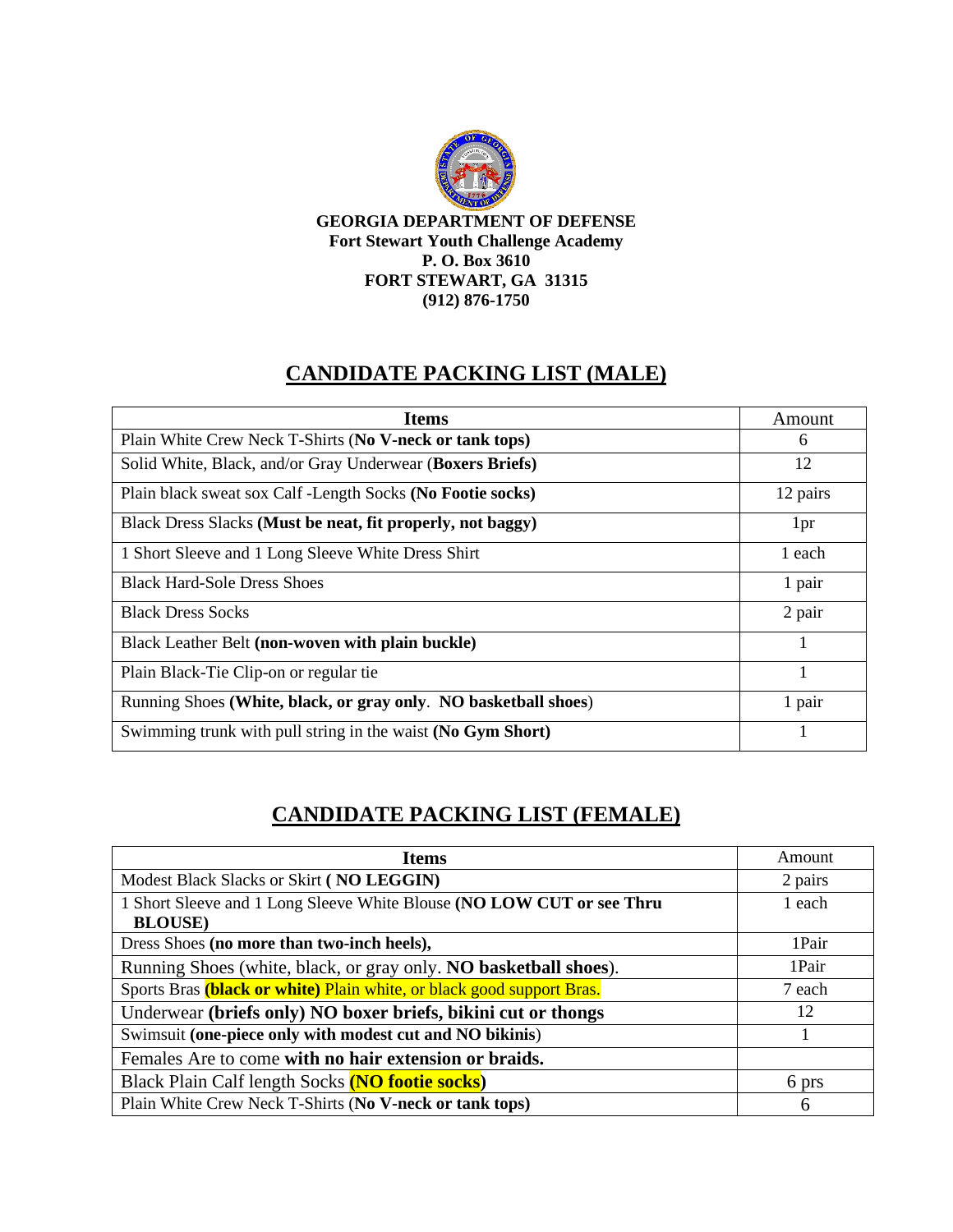**GEORGIA DEPARTMENT OF DEFENSE**
**Fort Stewart Youth Challenge Academy**
**P. O. Box 3610**
**FORT STEWART, GA 31315**
**(912) 876-1750**

## CANDIDATE PACKING LIST (MALE)

| Items | Amount |
|---|---|
| Plain White Crew Neck T-Shirts (**No V-neck or tank tops)** | 6 |
| Solid White, Black, and/or Gray Underwear (**Boxers Briefs)** | 12 |
| Plain black sweat sox Calf -Length Socks **(No Footie socks)** | 12 pairs |
| Black Dress Slacks **(Must be neat, fit properly, not baggy)** | 1pr |
| 1 Short Sleeve and 1 Long Sleeve White Dress Shirt | 1 each |
| Black Hard-Sole Dress Shoes | 1 pair |
| Black Dress Socks | 2 pair |
| Black Leather Belt **(non-woven with plain buckle)** | 1 |
| Plain Black-Tie Clip-on or regular tie | 1 |
| Running Shoes **(White, black, or gray only. NO basketball shoes**) | 1 pair |
| Swimming trunk with pull string in the waist **(No Gym Short)** | 1 |

## CANDIDATE PACKING LIST (FEMALE)

| Items | Amount |
|---|---|
| Modest Black Slacks or Skirt **( NO LEGGIN)** | 2 pairs |
| 1 Short Sleeve and 1 Long Sleeve White Blouse **(NO LOW CUT or see Thru BLOUSE)** | 1 each |
| Dress Shoes **(no more than two-inch heels),** | 1Pair |
| Running Shoes (white, black, or gray only. **NO basketball shoes**). | 1Pair |
| Sports Bras **(black or white)** Plain white, or black good support Bras. | 7 each |
| Underwear **(briefs only) NO boxer briefs, bikini cut or thongs** | 12 |
| Swimsuit **(one-piece only with modest cut and NO bikinis**) | 1 |
| Females Are to come **with no hair extension or braids.** | |
| Black Plain Calf length Socks **(NO footie socks)** | 6 prs |
| Plain White Crew Neck T-Shirts (**No V-neck or tank tops)** | 6 |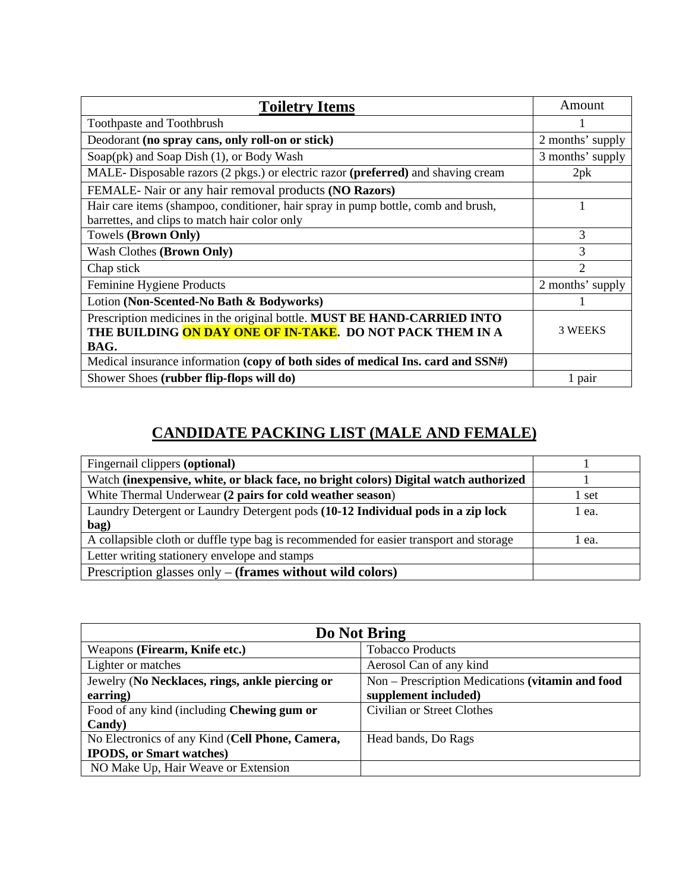| **Toiletry Items** | Amount |
| --- | --- |
| Toothpaste and Toothbrush | 1 |
| Deodorant **(no spray cans, only roll-on or stick)** | 2 months' supply |
| Soap(pk) and Soap Dish (1), or Body Wash | 3 months' supply |
| MALE- Disposable razors (2 pkgs.) or electric razor **(preferred)** and shaving cream | 2pk |
| FEMALE- Nair or any hair removal products **(NO Razors)** | |
| Hair care items (shampoo, conditioner, hair spray in pump bottle, comb and brush, barrettes, and clips to match hair color only | 1 |
| Towels **(Brown Only)** | 3 |
| Wash Clothes **(Brown Only)** | 3 |
| Chap stick | 2 |
| Feminine Hygiene Products | 2 months' supply |
| Lotion **(Non-Scented-No Bath & Bodyworks)** | 1 |
| Prescription medicines in the original bottle. **MUST BE HAND-CARRIED INTO THE BUILDING ON DAY ONE OF IN-TAKE. DO NOT PACK THEM IN A BAG.** | 3 WEEKS |
| Medical insurance information **(copy of both sides of medical Ins. card and SSN#)** | |
| Shower Shoes **(rubber flip-flops will do)** | 1 pair |

## CANDIDATE PACKING LIST (MALE AND FEMALE)

| | |
| --- | --- |
| Fingernail clippers **(optional)** | 1 |
| Watch **(inexpensive, white, or black face, no bright colors) Digital watch authorized** | 1 |
| White Thermal Underwear **(2 pairs for cold weather season)** | 1 set |
| Laundry Detergent or Laundry Detergent pods **(10-12 Individual pods in a zip lock bag)** | 1 ea. |
| A collapsible cloth or duffle type bag is recommended for easier transport and storage | 1 ea. |
| Letter writing stationery envelope and stamps | |
| Prescription glasses only – **(frames without wild colors)** | |

| **Do Not Bring** | |
| --- | --- |
| Weapons **(Firearm, Knife etc.)** | Tobacco Products |
| Lighter or matches | Aerosol Can of any kind |
| Jewelry (**No Necklaces, rings, ankle piercing or earring)** | Non – Prescription Medications **(vitamin and food supplement included)** |
| Food of any kind (including **Chewing gum or Candy)** | Civilian or Street Clothes |
| No Electronics of any Kind (**Cell Phone, Camera, IPODS, or Smart watches)** | Head bands, Do Rags |
| NO Make Up, Hair Weave or Extension | |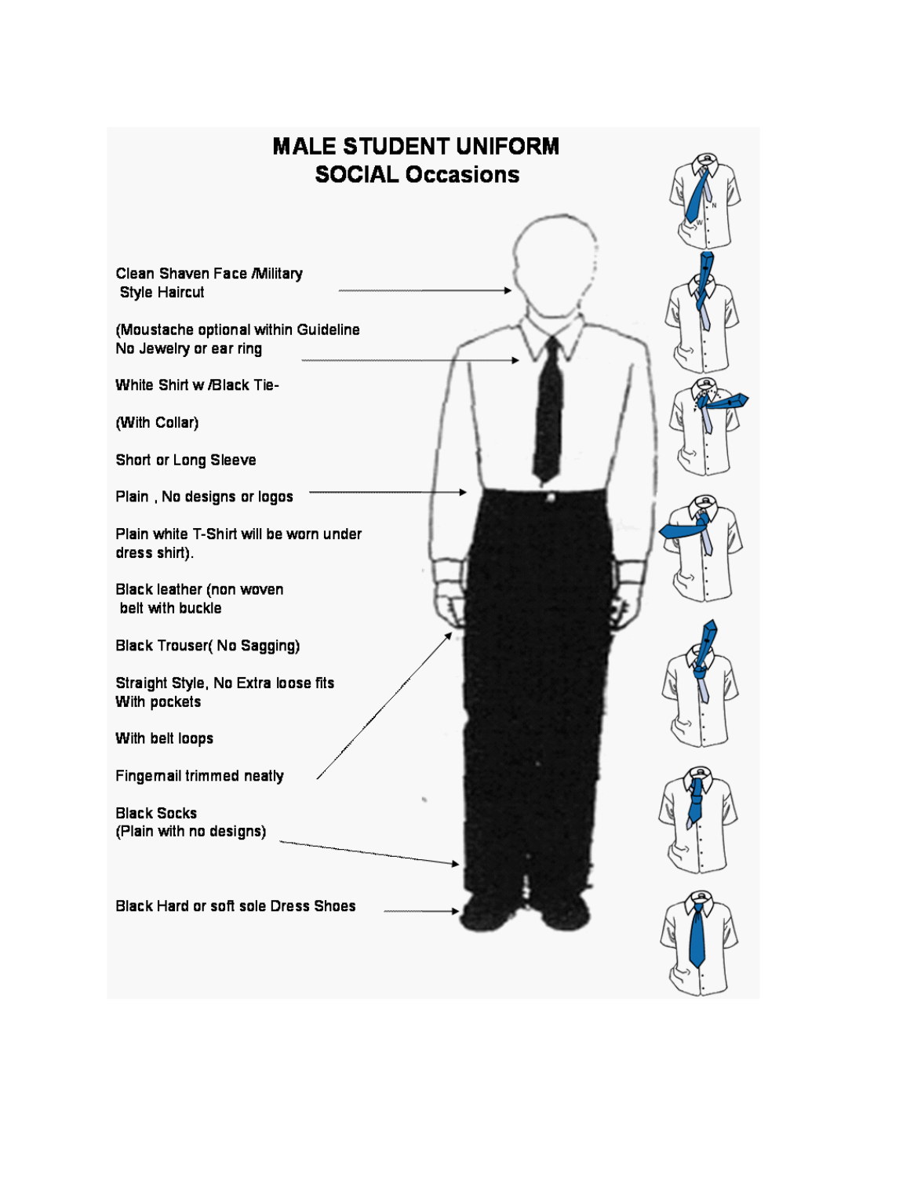# MALE STUDENT UNIFORM
## SOCIAL Occasions

Clean Shaven Face /Military Style Haircut

(Moustache optional within Guideline
No Jewelry or ear ring

White Shirt w /Black Tie-

(With Collar)

Short or Long Sleeve

Plain , No designs or logos

Plain white T-Shirt will be worn under dress shirt).

Black leather (non woven belt with buckle

Black Trouser( No Sagging)

Straight Style, No Extra loose fits
With pockets

With belt loops

Fingernail trimmed neatly

Black Socks
(Plain with no designs)

Black Hard or soft sole Dress Shoes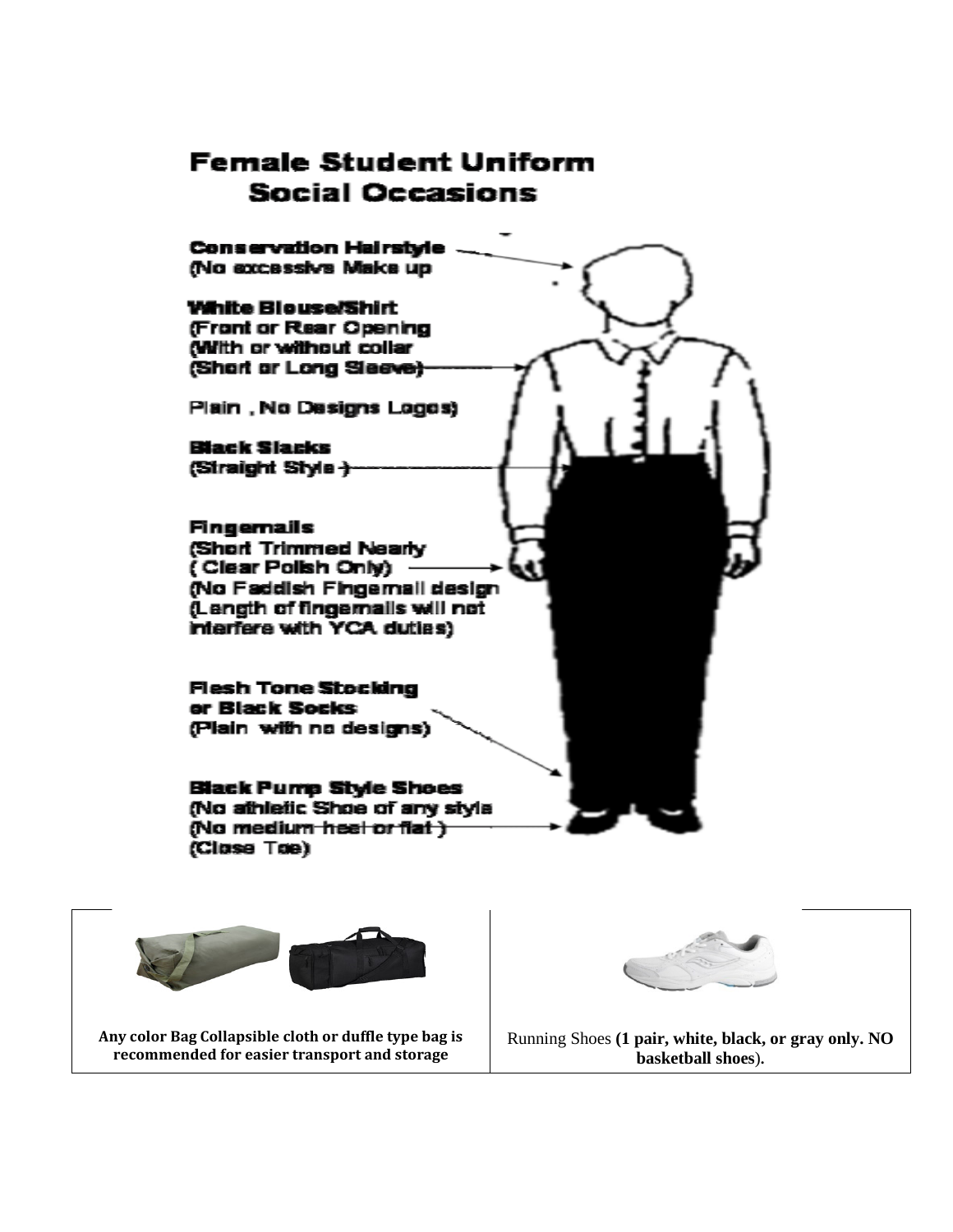# Female Student Uniform
## Social Occasions

**Conservation Hairstyle**
(No excessive Make up

**White Blouse/Shirt**
(Front or Rear Opening
(With or without collar
(Short or Long Sleeve)

Plain , No Designs Logos)

**Black Slacks**
(Straight Style )

**Fingernails**
(Short Trimmed Nearly
( Clear Polish Only)
(No Faddish Fingernail design
(Length of fingernails will not interfere with YCA duties)

**Flesh Tone Stocking or Black Socks**
(Plain with no designs)

**Black Pump Style Shoes**
(No athletic Shoe of any style
(No medium heel or flat )
(Close Toe)

| | |
|---|---|
| **Any color Bag Collapsible cloth or duffle type bag is recommended for easier transport and storage** | Running Shoes **(1 pair, white, black, or gray only. NO basketball shoes**). |